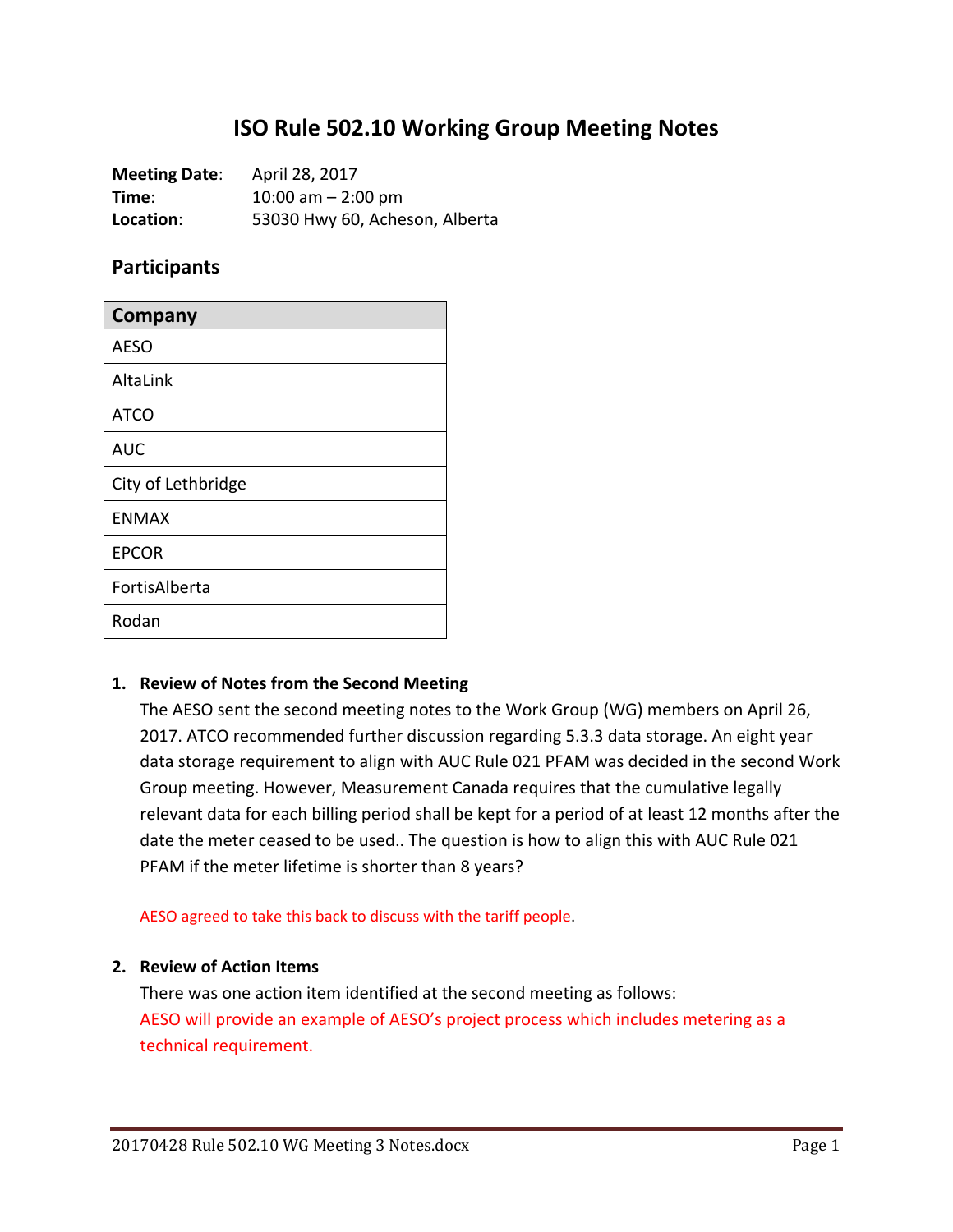# ISO Rule 502.10 Working Group Meeting Notes

**Meeting Date**: April 28, 2017
**Time**: 10:00 am – 2:00 pm
**Location**: 53030 Hwy 60, Acheson, Alberta

## Participants

| Company |
|---|
| AESO |
| AltaLink |
| ATCO |
| AUC |
| City of Lethbridge |
| ENMAX |
| EPCOR |
| FortisAlberta |
| Rodan |

1. **Review of Notes from the Second Meeting**

   The AESO sent the second meeting notes to the Work Group (WG) members on April 26, 2017. ATCO recommended further discussion regarding 5.3.3 data storage. An eight year data storage requirement to align with AUC Rule 021 PFAM was decided in the second Work Group meeting. However, Measurement Canada requires that the cumulative legally relevant data for each billing period shall be kept for a period of at least 12 months after the date the meter ceased to be used.. The question is how to align this with AUC Rule 021 PFAM if the meter lifetime is shorter than 8 years?

   AESO agreed to take this back to discuss with the tariff people.

2. **Review of Action Items**

   There was one action item identified at the second meeting as follows:
   AESO will provide an example of AESO's project process which includes metering as a technical requirement.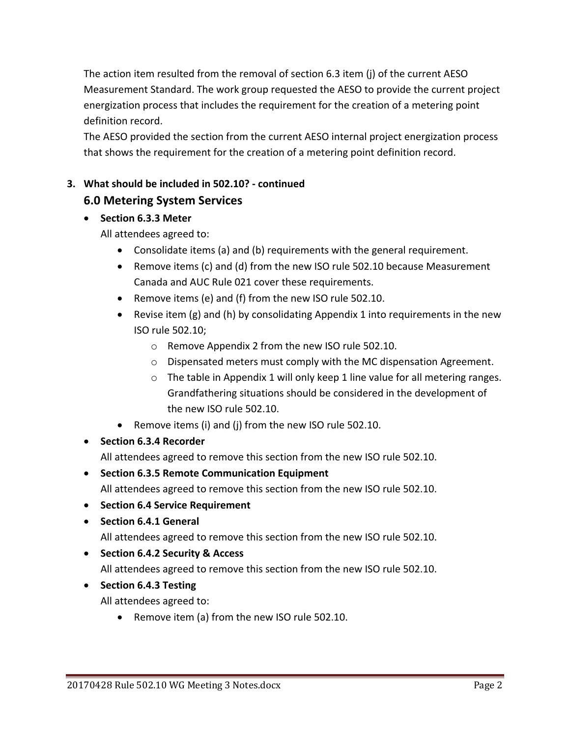The action item resulted from the removal of section 6.3 item (j) of the current AESO Measurement Standard. The work group requested the AESO to provide the current project energization process that includes the requirement for the creation of a metering point definition record.

The AESO provided the section from the current AESO internal project energization process that shows the requirement for the creation of a metering point definition record.

3. **What should be included in 502.10? - continued**

## 6.0 Metering System Services

- **Section 6.3.3 Meter**

  All attendees agreed to:
  - Consolidate items (a) and (b) requirements with the general requirement.
  - Remove items (c) and (d) from the new ISO rule 502.10 because Measurement Canada and AUC Rule 021 cover these requirements.
  - Remove items (e) and (f) from the new ISO rule 502.10.
  - Revise item (g) and (h) by consolidating Appendix 1 into requirements in the new ISO rule 502.10;
    - Remove Appendix 2 from the new ISO rule 502.10.
    - Dispensated meters must comply with the MC dispensation Agreement.
    - The table in Appendix 1 will only keep 1 line value for all metering ranges. Grandfathering situations should be considered in the development of the new ISO rule 502.10.
  - Remove items (i) and (j) from the new ISO rule 502.10.
- **Section 6.3.4 Recorder**

  All attendees agreed to remove this section from the new ISO rule 502.10.
- **Section 6.3.5 Remote Communication Equipment**

  All attendees agreed to remove this section from the new ISO rule 502.10.
- **Section 6.4 Service Requirement**
- **Section 6.4.1 General**

  All attendees agreed to remove this section from the new ISO rule 502.10.
- **Section 6.4.2 Security & Access**

  All attendees agreed to remove this section from the new ISO rule 502.10.
- **Section 6.4.3 Testing**

  All attendees agreed to:
  - Remove item (a) from the new ISO rule 502.10.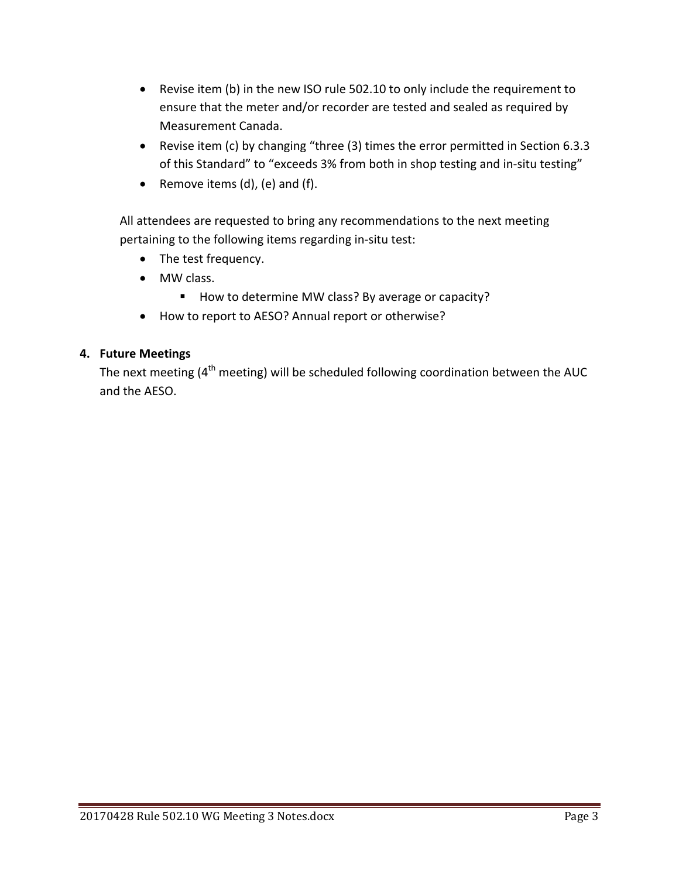- Revise item (b) in the new ISO rule 502.10 to only include the requirement to ensure that the meter and/or recorder are tested and sealed as required by Measurement Canada.
- Revise item (c) by changing "three (3) times the error permitted in Section 6.3.3 of this Standard" to "exceeds 3% from both in shop testing and in-situ testing"
- Remove items (d), (e) and (f).

All attendees are requested to bring any recommendations to the next meeting pertaining to the following items regarding in-situ test:

- The test frequency.
- MW class.
  - How to determine MW class? By average or capacity?
- How to report to AESO? Annual report or otherwise?

**4. Future Meetings**

The next meeting (4th meeting) will be scheduled following coordination between the AUC and the AESO.